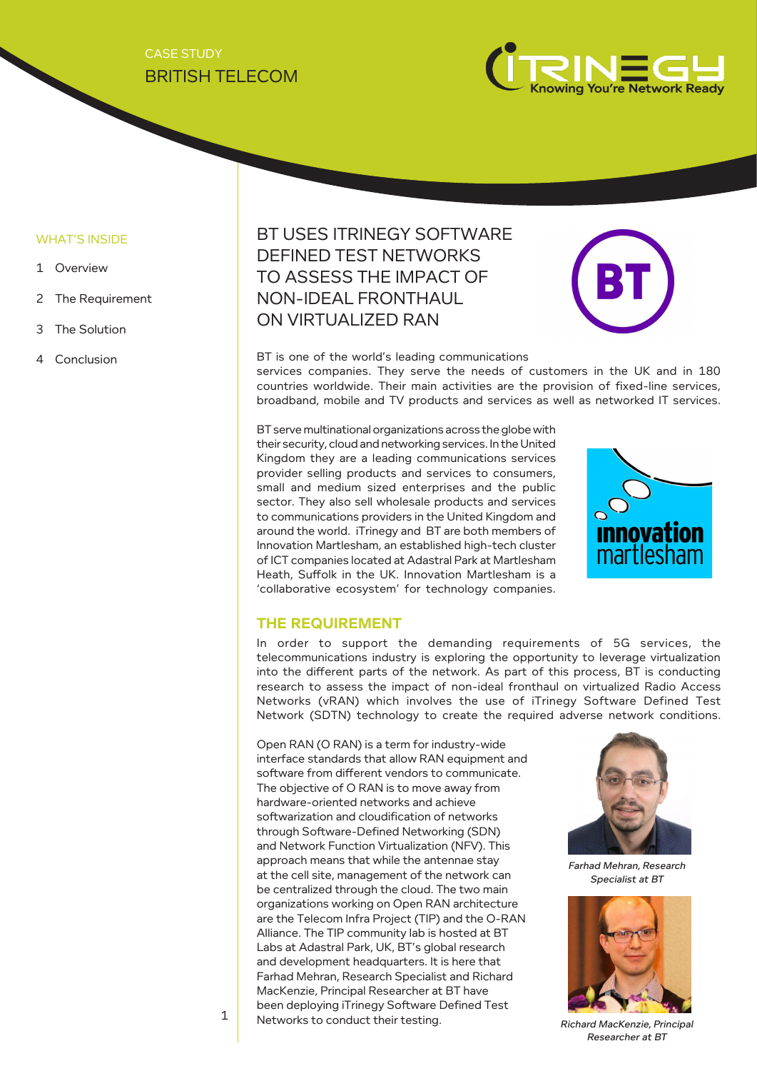CASE STUDY

BRITISH TELECOM

WHAT'S INSIDE

1 Overview

2 The Requirement

3 The Solution

4 Conclusion

# BT USES ITRINEGY SOFTWARE DEFINED TEST NETWORKS TO ASSESS THE IMPACT OF NON-IDEAL FRONTHAUL ON VIRTUALIZED RAN

BT is one of the world's leading communications services companies. They serve the needs of customers in the UK and in 180 countries worldwide. Their main activities are the provision of fixed-line services, broadband, mobile and TV products and services as well as networked IT services.

BT serve multinational organizations across the globe with their security, cloud and networking services. In the United Kingdom they are a leading communications services provider selling products and services to consumers, small and medium sized enterprises and the public sector. They also sell wholesale products and services to communications providers in the United Kingdom and around the world. iTrinegy and BT are both members of Innovation Martlesham, an established high-tech cluster of ICT companies located at Adastral Park at Martlesham Heath, Suffolk in the UK. Innovation Martlesham is a 'collaborative ecosystem' for technology companies.

## THE REQUIREMENT

In order to support the demanding requirements of 5G services, the telecommunications industry is exploring the opportunity to leverage virtualization into the different parts of the network. As part of this process, BT is conducting research to assess the impact of non-ideal fronthaul on virtualized Radio Access Networks (vRAN) which involves the use of iTrinegy Software Defined Test Network (SDTN) technology to create the required adverse network conditions.

Open RAN (O RAN) is a term for industry-wide interface standards that allow RAN equipment and software from different vendors to communicate. The objective of O RAN is to move away from hardware-oriented networks and achieve softwarization and cloudification of networks through Software-Defined Networking (SDN) and Network Function Virtualization (NFV). This approach means that while the antennae stay at the cell site, management of the network can be centralized through the cloud. The two main organizations working on Open RAN architecture are the Telecom Infra Project (TIP) and the O-RAN Alliance. The TIP community lab is hosted at BT Labs at Adastral Park, UK, BT's global research and development headquarters. It is here that Farhad Mehran, Research Specialist and Richard MacKenzie, Principal Researcher at BT have been deploying iTrinegy Software Defined Test Networks to conduct their testing.

*Farhad Mehran, Research Specialist at BT*

*Richard MacKenzie, Principal Researcher at BT*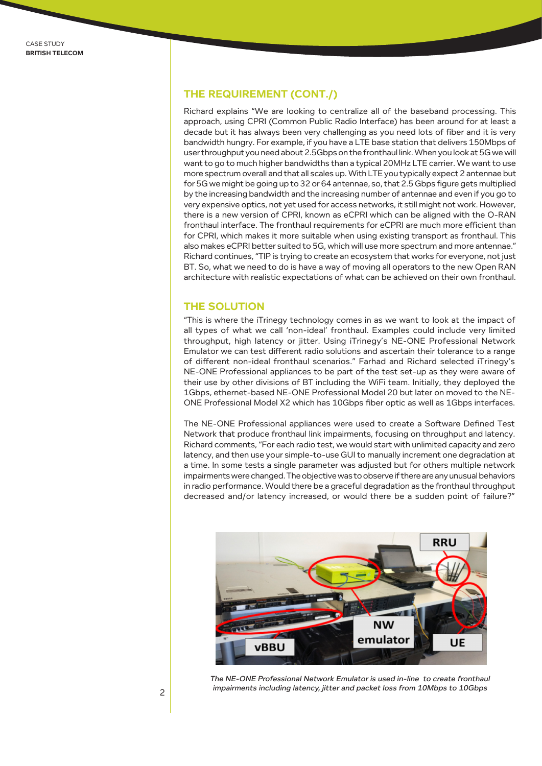## THE REQUIREMENT (CONT./)

Richard explains "We are looking to centralize all of the baseband processing. This approach, using CPRI (Common Public Radio Interface) has been around for at least a decade but it has always been very challenging as you need lots of fiber and it is very bandwidth hungry. For example, if you have a LTE base station that delivers 150Mbps of user throughput you need about 2.5Gbps on the fronthaul link. When you look at 5G we will want to go to much higher bandwidths than a typical 20MHz LTE carrier. We want to use more spectrum overall and that all scales up. With LTE you typically expect 2 antennae but for 5G we might be going up to 32 or 64 antennae, so, that 2.5 Gbps figure gets multiplied by the increasing bandwidth and the increasing number of antennae and even if you go to very expensive optics, not yet used for access networks, it still might not work. However, there is a new version of CPRI, known as eCPRI which can be aligned with the O-RAN fronthaul interface. The fronthaul requirements for eCPRI are much more efficient than for CPRI, which makes it more suitable when using existing transport as fronthaul. This also makes eCPRI better suited to 5G, which will use more spectrum and more antennae." Richard continues, "TIP is trying to create an ecosystem that works for everyone, not just BT. So, what we need to do is have a way of moving all operators to the new Open RAN architecture with realistic expectations of what can be achieved on their own fronthaul.

## THE SOLUTION

"This is where the iTrinegy technology comes in as we want to look at the impact of all types of what we call 'non-ideal' fronthaul. Examples could include very limited throughput, high latency or jitter. Using iTrinegy's NE-ONE Professional Network Emulator we can test different radio solutions and ascertain their tolerance to a range of different non-ideal fronthaul scenarios." Farhad and Richard selected iTrinegy's NE-ONE Professional appliances to be part of the test set-up as they were aware of their use by other divisions of BT including the WiFi team. Initially, they deployed the 1Gbps, ethernet-based NE-ONE Professional Model 20 but later on moved to the NE-ONE Professional Model X2 which has 10Gbps fiber optic as well as 1Gbps interfaces.

The NE-ONE Professional appliances were used to create a Software Defined Test Network that produce fronthaul link impairments, focusing on throughput and latency. Richard comments, "For each radio test, we would start with unlimited capacity and zero latency, and then use your simple-to-use GUI to manually increment one degradation at a time. In some tests a single parameter was adjusted but for others multiple network impairments were changed. The objective was to observe if there are any unusual behaviors in radio performance. Would there be a graceful degradation as the fronthaul throughput decreased and/or latency increased, or would there be a sudden point of failure?"

*The NE-ONE Professional Network Emulator is used in-line to create fronthaul impairments including latency, jitter and packet loss from 10Mbps to 10Gbps*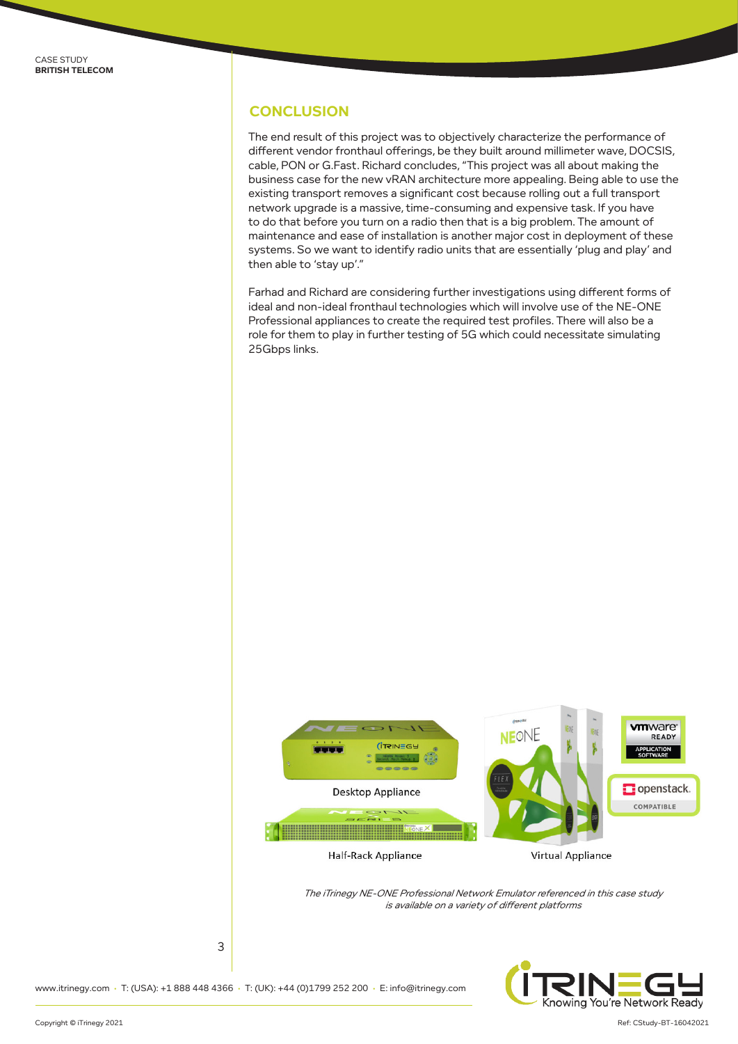## CONCLUSION

The end result of this project was to objectively characterize the performance of different vendor fronthaul offerings, be they built around millimeter wave, DOCSIS, cable, PON or G.Fast. Richard concludes, “This project was all about making the business case for the new vRAN architecture more appealing. Being able to use the existing transport removes a significant cost because rolling out a full transport network upgrade is a massive, time-consuming and expensive task. If you have to do that before you turn on a radio then that is a big problem. The amount of maintenance and ease of installation is another major cost in deployment of these systems. So we want to identify radio units that are essentially ‘plug and play’ and then able to ‘stay up’.”

Farhad and Richard are considering further investigations using different forms of ideal and non-ideal fronthaul technologies which will involve use of the NE-ONE Professional appliances to create the required test profiles. There will also be a role for them to play in further testing of 5G which could necessitate simulating 25Gbps links.

Desktop Appliance

Half-Rack Appliance

Virtual Appliance

*The iTrinegy NE-ONE Professional Network Emulator referenced in this case study is available on a variety of different platforms*

www.itrinegy.com • T: (USA): +1 888 448 4366 • T: (UK): +44 (0)1799 252 200 • E: info@itrinegy.com

Copyright © iTrinegy 2021

Ref: CStudy-BT-16042021